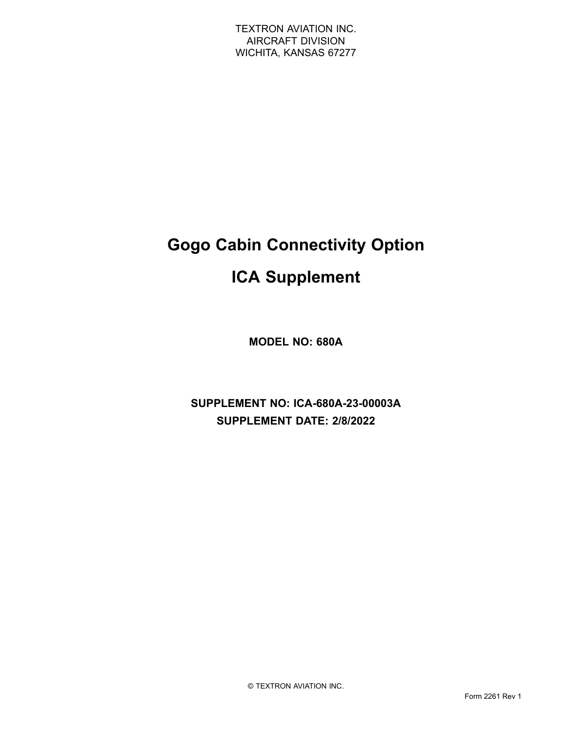TEXTRON AVIATION INC.
AIRCRAFT DIVISION
WICHITA, KANSAS 67277

# Gogo Cabin Connectivity Option

# ICA Supplement

**MODEL NO: 680A**

**SUPPLEMENT NO: ICA-680A-23-00003A**

**SUPPLEMENT DATE: 2/8/2022**

© TEXTRON AVIATION INC.

Form 2261 Rev 1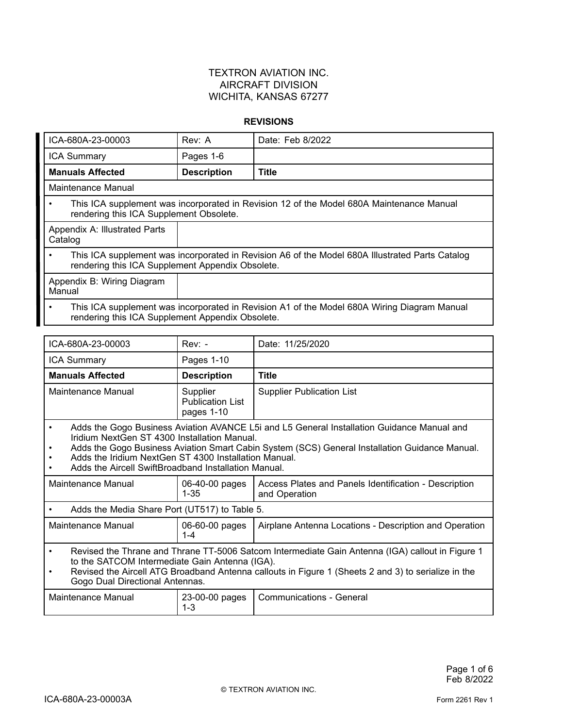TEXTRON AVIATION INC.
AIRCRAFT DIVISION
WICHITA, KANSAS 67277

**REVISIONS**

| ICA-680A-23-00003 | Rev: A | Date: Feb 8/2022 |
|---|---|---|
| ICA Summary | Pages 1-6 | |
| **Manuals Affected** | **Description** | **Title** |
| Maintenance Manual | | |
| • This ICA supplement was incorporated in Revision 12 of the Model 680A Maintenance Manual rendering this ICA Supplement Obsolete. | | |
| Appendix A: Illustrated Parts Catalog | | |
| • This ICA supplement was incorporated in Revision A6 of the Model 680A Illustrated Parts Catalog rendering this ICA Supplement Appendix Obsolete. | | |
| Appendix B: Wiring Diagram Manual | | |
| • This ICA supplement was incorporated in Revision A1 of the Model 680A Wiring Diagram Manual rendering this ICA Supplement Appendix Obsolete. | | |

| ICA-680A-23-00003 | Rev: - | Date: 11/25/2020 |
|---|---|---|
| ICA Summary | Pages 1-10 | |
| **Manuals Affected** | **Description** | **Title** |
| Maintenance Manual | Supplier Publication List pages 1-10 | Supplier Publication List |
| • Adds the Gogo Business Aviation AVANCE L5i and L5 General Installation Guidance Manual and Iridium NextGen ST 4300 Installation Manual.<br>• Adds the Gogo Business Aviation Smart Cabin System (SCS) General Installation Guidance Manual.<br>• Adds the Iridium NextGen ST 4300 Installation Manual.<br>• Adds the Aircell SwiftBroadband Installation Manual. | | |
| Maintenance Manual | 06-40-00 pages 1-35 | Access Plates and Panels Identification - Description and Operation |
| • Adds the Media Share Port (UT517) to Table 5. | | |
| Maintenance Manual | 06-60-00 pages 1-4 | Airplane Antenna Locations - Description and Operation |
| • Revised the Thrane and Thrane TT-5006 Satcom Intermediate Gain Antenna (IGA) callout in Figure 1 to the SATCOM Intermediate Gain Antenna (IGA).<br>• Revised the Aircell ATG Broadband Antenna callouts in Figure 1 (Sheets 2 and 3) to serialize in the Gogo Dual Directional Antennas. | | |
| Maintenance Manual | 23-00-00 pages 1-3 | Communications - General |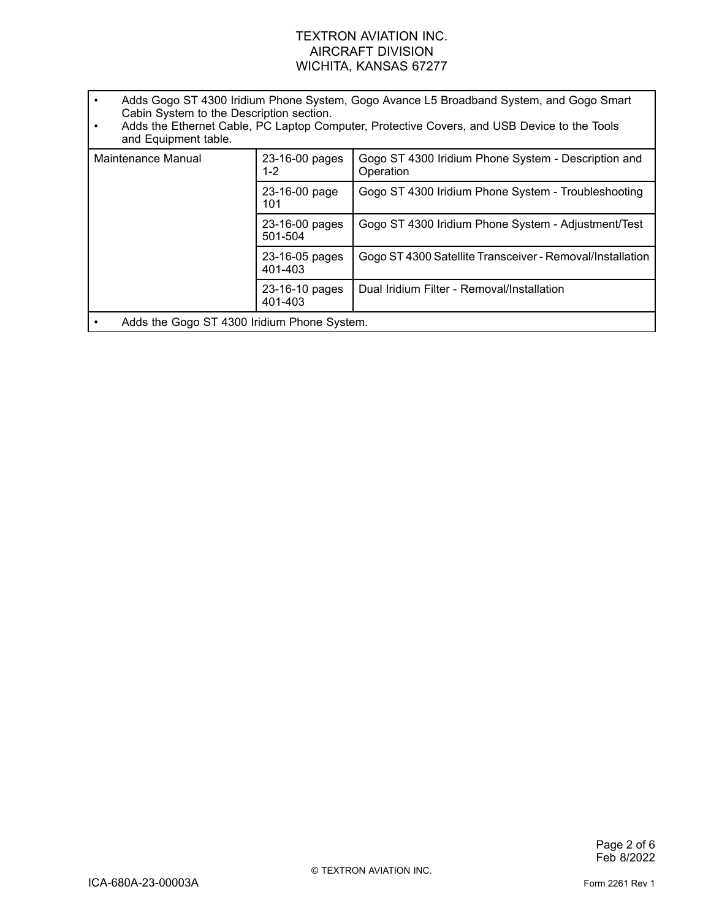| | | |
|---|---|---|
| • Adds Gogo ST 4300 Iridium Phone System, Gogo Avance L5 Broadband System, and Gogo Smart Cabin System to the Description section.<br>• Adds the Ethernet Cable, PC Laptop Computer, Protective Covers, and USB Device to the Tools and Equipment table. | | |
| Maintenance Manual | 23-16-00 pages 1-2 | Gogo ST 4300 Iridium Phone System - Description and Operation |
| | 23-16-00 page 101 | Gogo ST 4300 Iridium Phone System - Troubleshooting |
| | 23-16-00 pages 501-504 | Gogo ST 4300 Iridium Phone System - Adjustment/Test |
| | 23-16-05 pages 401-403 | Gogo ST 4300 Satellite Transceiver - Removal/Installation |
| | 23-16-10 pages 401-403 | Dual Iridium Filter - Removal/Installation |
| • Adds the Gogo ST 4300 Iridium Phone System. | | |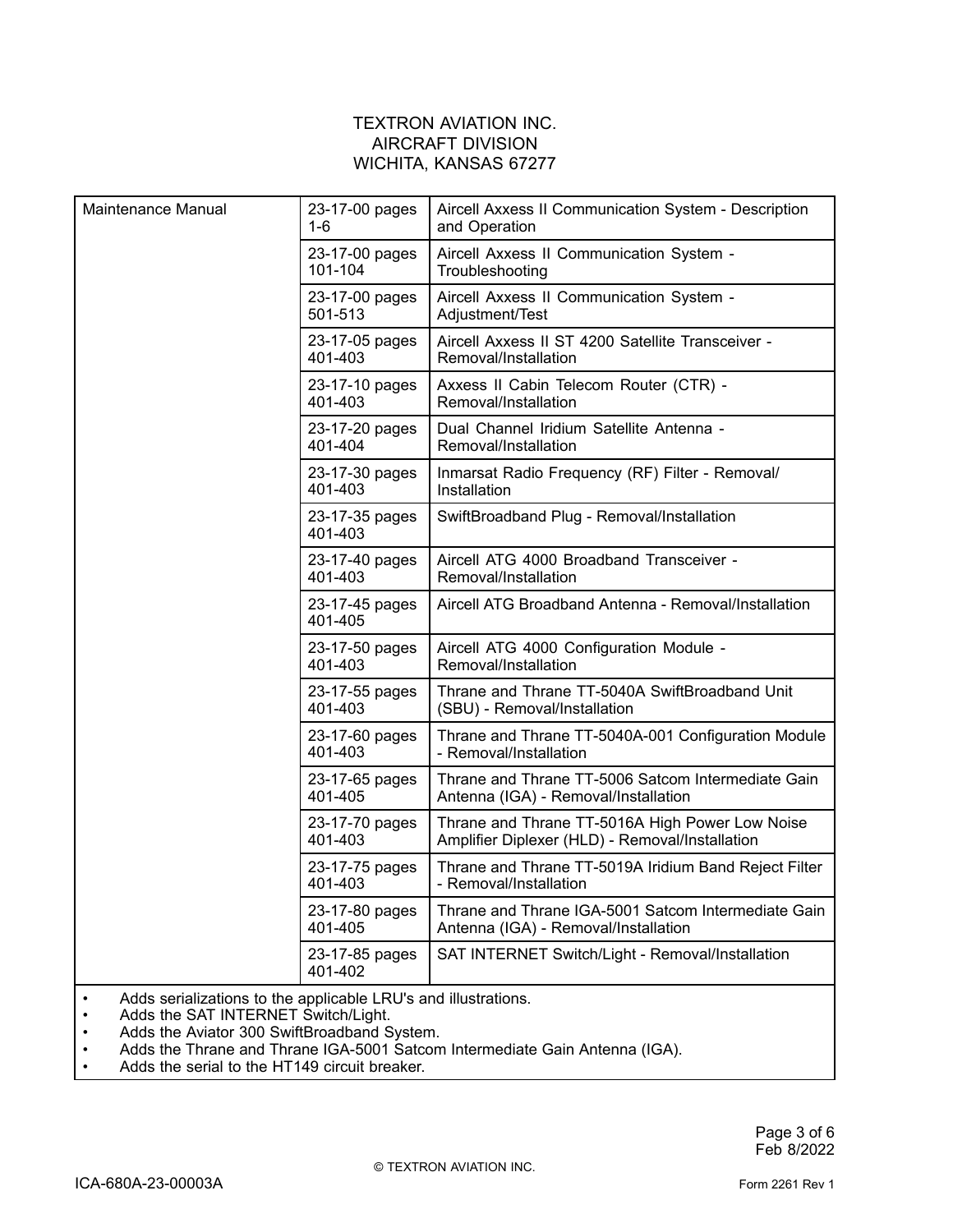TEXTRON AVIATION INC.
AIRCRAFT DIVISION
WICHITA, KANSAS 67277

| | | |
|---|---|---|
| Maintenance Manual | 23-17-00 pages 1-6 | Aircell Axxess II Communication System - Description and Operation |
| | 23-17-00 pages 101-104 | Aircell Axxess II Communication System - Troubleshooting |
| | 23-17-00 pages 501-513 | Aircell Axxess II Communication System - Adjustment/Test |
| | 23-17-05 pages 401-403 | Aircell Axxess II ST 4200 Satellite Transceiver - Removal/Installation |
| | 23-17-10 pages 401-403 | Axxess II Cabin Telecom Router (CTR) - Removal/Installation |
| | 23-17-20 pages 401-404 | Dual Channel Iridium Satellite Antenna - Removal/Installation |
| | 23-17-30 pages 401-403 | Inmarsat Radio Frequency (RF) Filter - Removal/ Installation |
| | 23-17-35 pages 401-403 | SwiftBroadband Plug - Removal/Installation |
| | 23-17-40 pages 401-403 | Aircell ATG 4000 Broadband Transceiver - Removal/Installation |
| | 23-17-45 pages 401-405 | Aircell ATG Broadband Antenna - Removal/Installation |
| | 23-17-50 pages 401-403 | Aircell ATG 4000 Configuration Module - Removal/Installation |
| | 23-17-55 pages 401-403 | Thrane and Thrane TT-5040A SwiftBroadband Unit (SBU) - Removal/Installation |
| | 23-17-60 pages 401-403 | Thrane and Thrane TT-5040A-001 Configuration Module - Removal/Installation |
| | 23-17-65 pages 401-405 | Thrane and Thrane TT-5006 Satcom Intermediate Gain Antenna (IGA) - Removal/Installation |
| | 23-17-70 pages 401-403 | Thrane and Thrane TT-5016A High Power Low Noise Amplifier Diplexer (HLD) - Removal/Installation |
| | 23-17-75 pages 401-403 | Thrane and Thrane TT-5019A Iridium Band Reject Filter - Removal/Installation |
| | 23-17-80 pages 401-405 | Thrane and Thrane IGA-5001 Satcom Intermediate Gain Antenna (IGA) - Removal/Installation |
| | 23-17-85 pages 401-402 | SAT INTERNET Switch/Light - Removal/Installation |

- Adds serializations to the applicable LRU's and illustrations.
- Adds the SAT INTERNET Switch/Light.
- Adds the Aviator 300 SwiftBroadband System.
- Adds the Thrane and Thrane IGA-5001 Satcom Intermediate Gain Antenna (IGA).
- Adds the serial to the HT149 circuit breaker.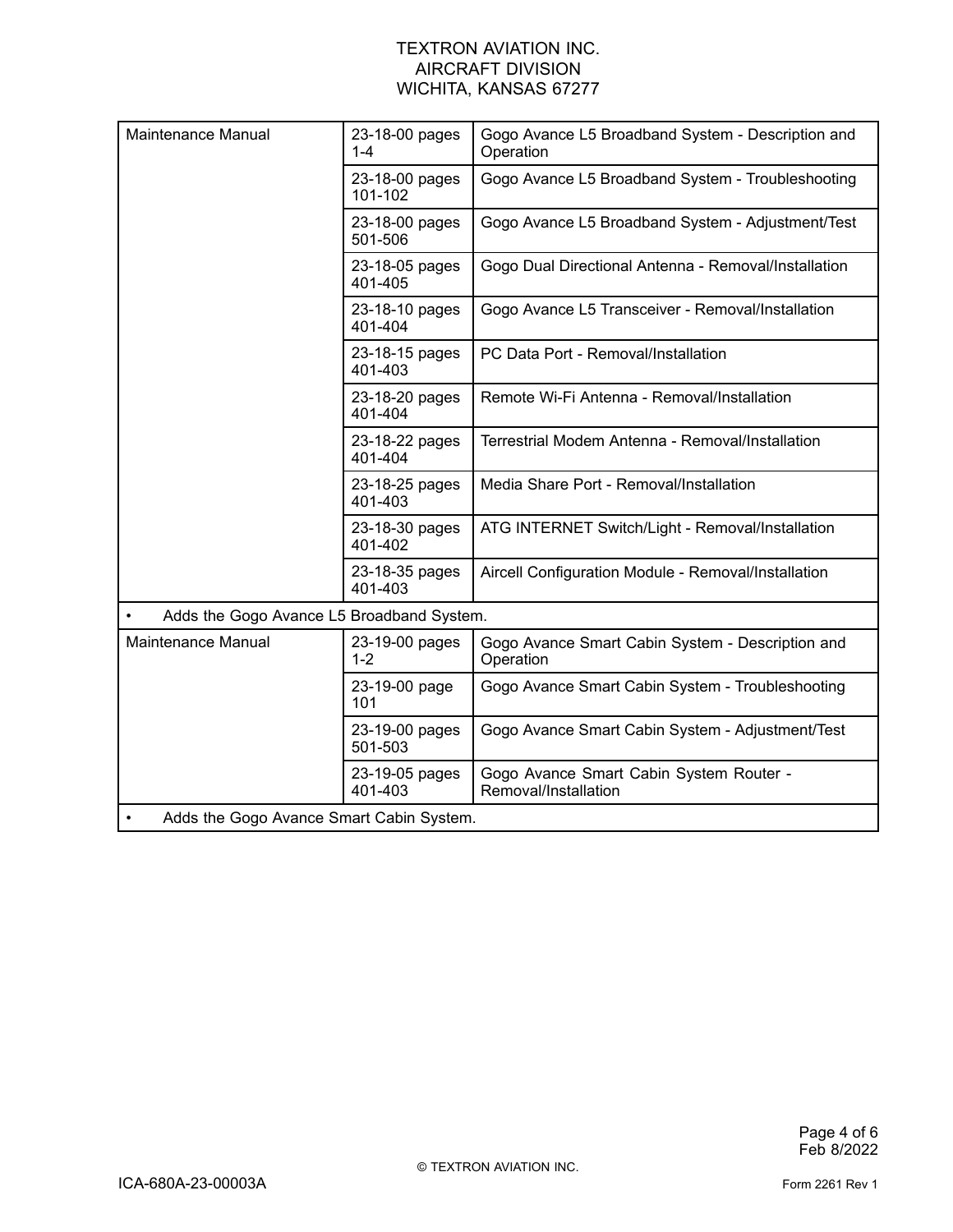| Maintenance Manual | 23-18-00 pages 1-4 | Gogo Avance L5 Broadband System - Description and Operation |
|---|---|---|
| | 23-18-00 pages 101-102 | Gogo Avance L5 Broadband System - Troubleshooting |
| | 23-18-00 pages 501-506 | Gogo Avance L5 Broadband System - Adjustment/Test |
| | 23-18-05 pages 401-405 | Gogo Dual Directional Antenna - Removal/Installation |
| | 23-18-10 pages 401-404 | Gogo Avance L5 Transceiver - Removal/Installation |
| | 23-18-15 pages 401-403 | PC Data Port - Removal/Installation |
| | 23-18-20 pages 401-404 | Remote Wi-Fi Antenna - Removal/Installation |
| | 23-18-22 pages 401-404 | Terrestrial Modem Antenna - Removal/Installation |
| | 23-18-25 pages 401-403 | Media Share Port - Removal/Installation |
| | 23-18-30 pages 401-402 | ATG INTERNET Switch/Light - Removal/Installation |
| | 23-18-35 pages 401-403 | Aircell Configuration Module - Removal/Installation |
| • Adds the Gogo Avance L5 Broadband System. | | |
| Maintenance Manual | 23-19-00 pages 1-2 | Gogo Avance Smart Cabin System - Description and Operation |
| | 23-19-00 page 101 | Gogo Avance Smart Cabin System - Troubleshooting |
| | 23-19-00 pages 501-503 | Gogo Avance Smart Cabin System - Adjustment/Test |
| | 23-19-05 pages 401-403 | Gogo Avance Smart Cabin System Router - Removal/Installation |
| • Adds the Gogo Avance Smart Cabin System. | | |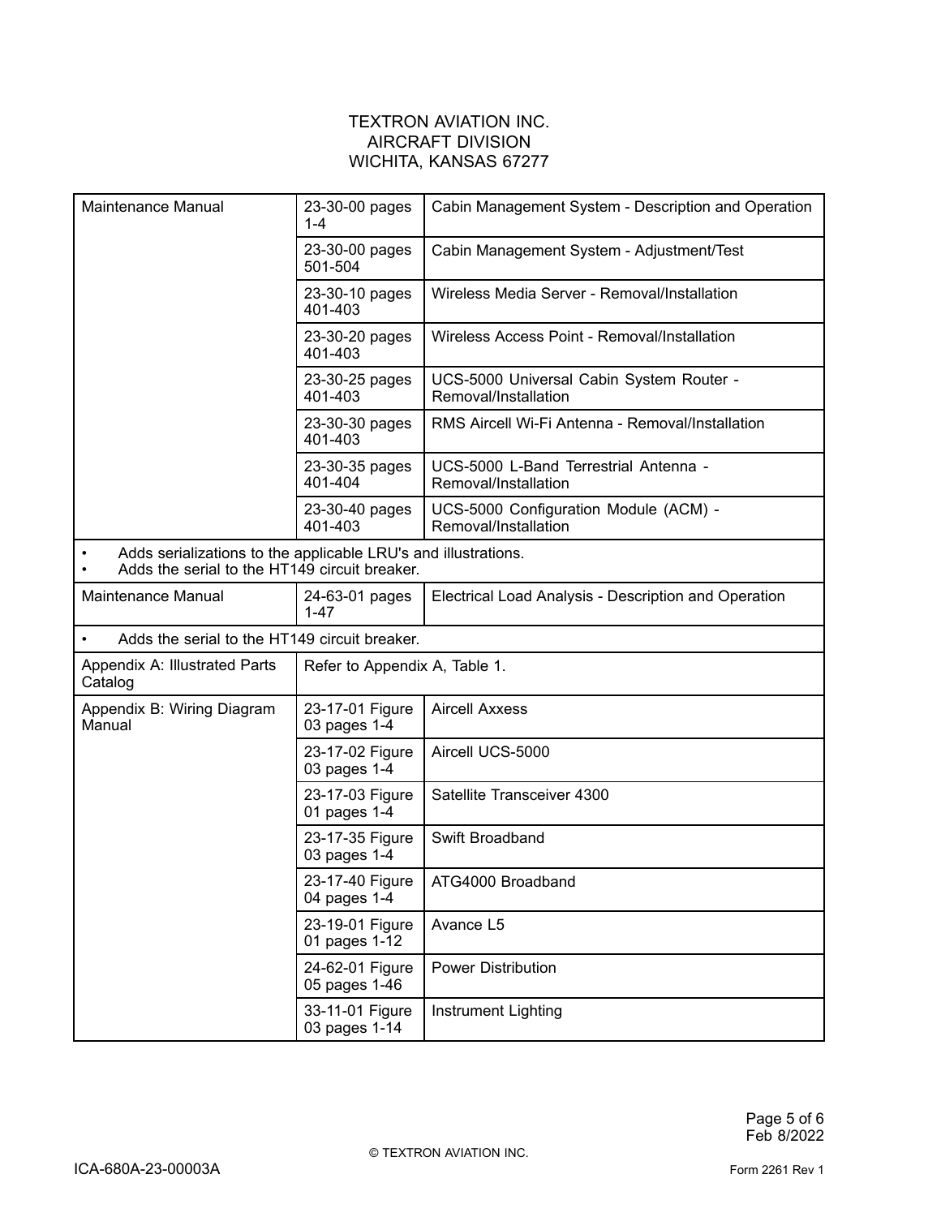TEXTRON AVIATION INC.
AIRCRAFT DIVISION
WICHITA, KANSAS 67277

| | | |
|---|---|---|
| Maintenance Manual | 23-30-00 pages 1-4 | Cabin Management System - Description and Operation |
| | 23-30-00 pages 501-504 | Cabin Management System - Adjustment/Test |
| | 23-30-10 pages 401-403 | Wireless Media Server - Removal/Installation |
| | 23-30-20 pages 401-403 | Wireless Access Point - Removal/Installation |
| | 23-30-25 pages 401-403 | UCS-5000 Universal Cabin System Router - Removal/Installation |
| | 23-30-30 pages 401-403 | RMS Aircell Wi-Fi Antenna - Removal/Installation |
| | 23-30-35 pages 401-404 | UCS-5000 L-Band Terrestrial Antenna - Removal/Installation |
| | 23-30-40 pages 401-403 | UCS-5000 Configuration Module (ACM) - Removal/Installation |
| • Adds serializations to the applicable LRU's and illustrations. • Adds the serial to the HT149 circuit breaker. | | |
| Maintenance Manual | 24-63-01 pages 1-47 | Electrical Load Analysis - Description and Operation |
| • Adds the serial to the HT149 circuit breaker. | | |
| Appendix A: Illustrated Parts Catalog | Refer to Appendix A, Table 1. | |
| Appendix B: Wiring Diagram Manual | 23-17-01 Figure 03 pages 1-4 | Aircell Axxess |
| | 23-17-02 Figure 03 pages 1-4 | Aircell UCS-5000 |
| | 23-17-03 Figure 01 pages 1-4 | Satellite Transceiver 4300 |
| | 23-17-35 Figure 03 pages 1-4 | Swift Broadband |
| | 23-17-40 Figure 04 pages 1-4 | ATG4000 Broadband |
| | 23-19-01 Figure 01 pages 1-12 | Avance L5 |
| | 24-62-01 Figure 05 pages 1-46 | Power Distribution |
| | 33-11-01 Figure 03 pages 1-14 | Instrument Lighting |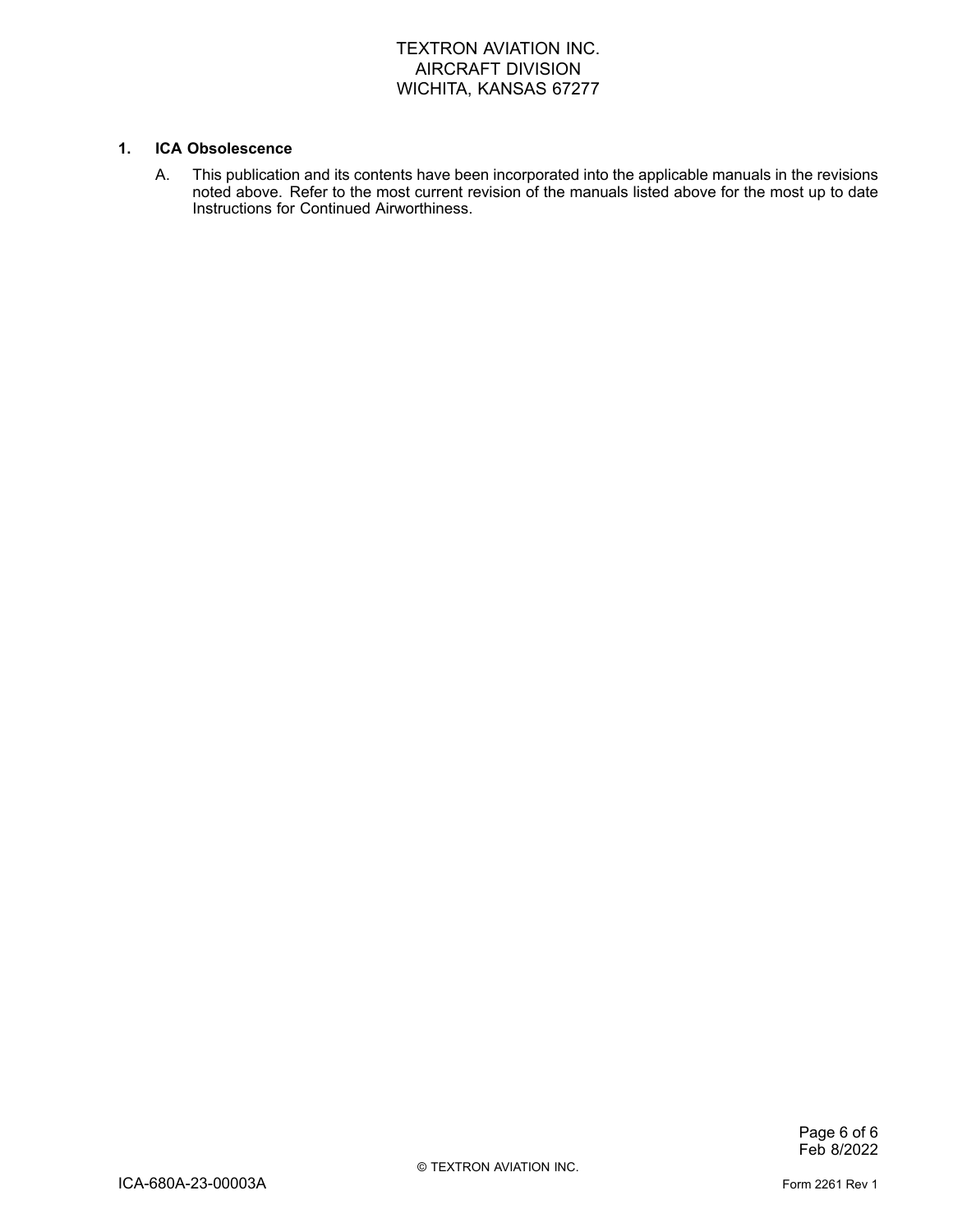## 1. ICA Obsolescence

A. This publication and its contents have been incorporated into the applicable manuals in the revisions noted above. Refer to the most current revision of the manuals listed above for the most up to date Instructions for Continued Airworthiness.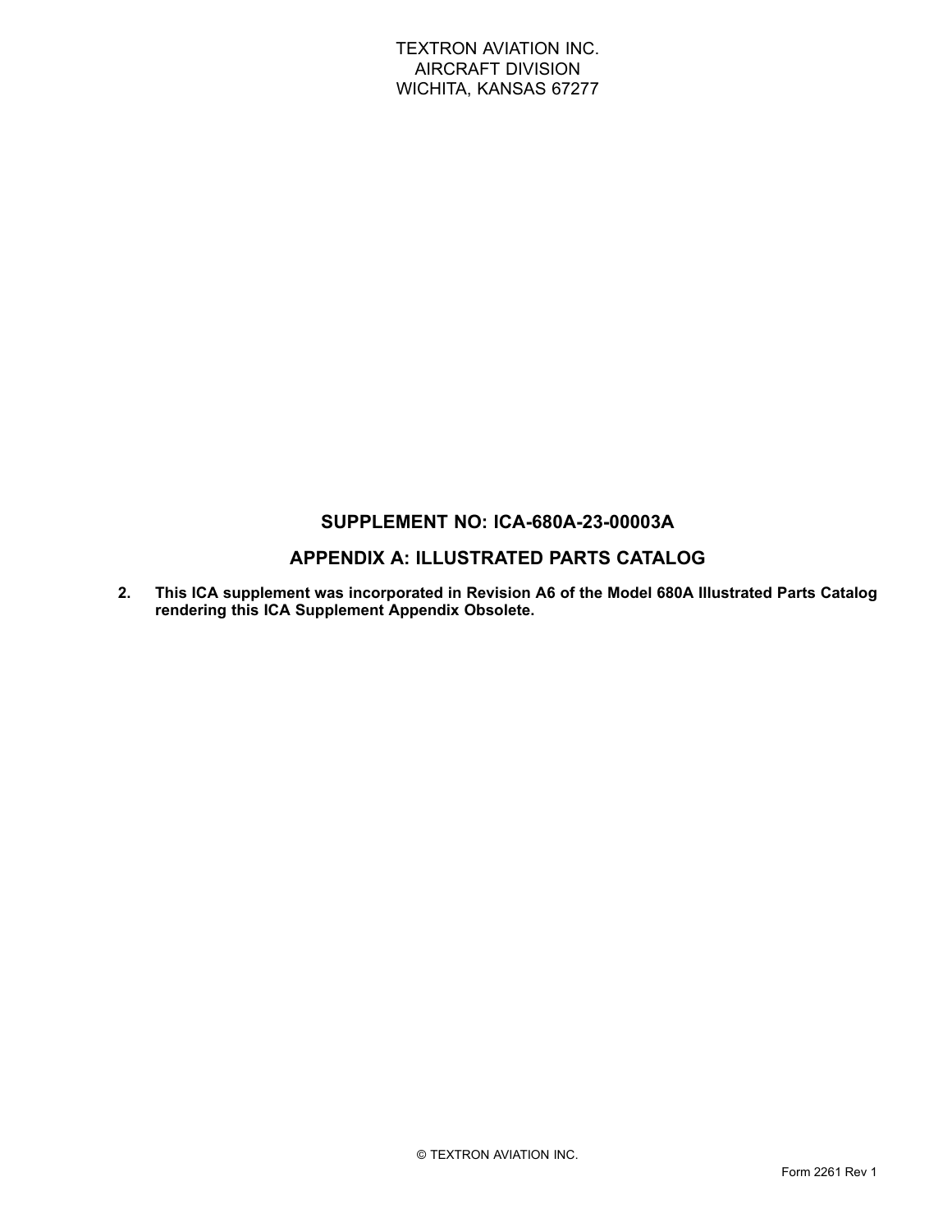TEXTRON AVIATION INC.
AIRCRAFT DIVISION
WICHITA, KANSAS 67277

## SUPPLEMENT NO: ICA-680A-23-00003A

## APPENDIX A: ILLUSTRATED PARTS CATALOG

2. **This ICA supplement was incorporated in Revision A6 of the Model 680A Illustrated Parts Catalog rendering this ICA Supplement Appendix Obsolete.**

© TEXTRON AVIATION INC.

Form 2261 Rev 1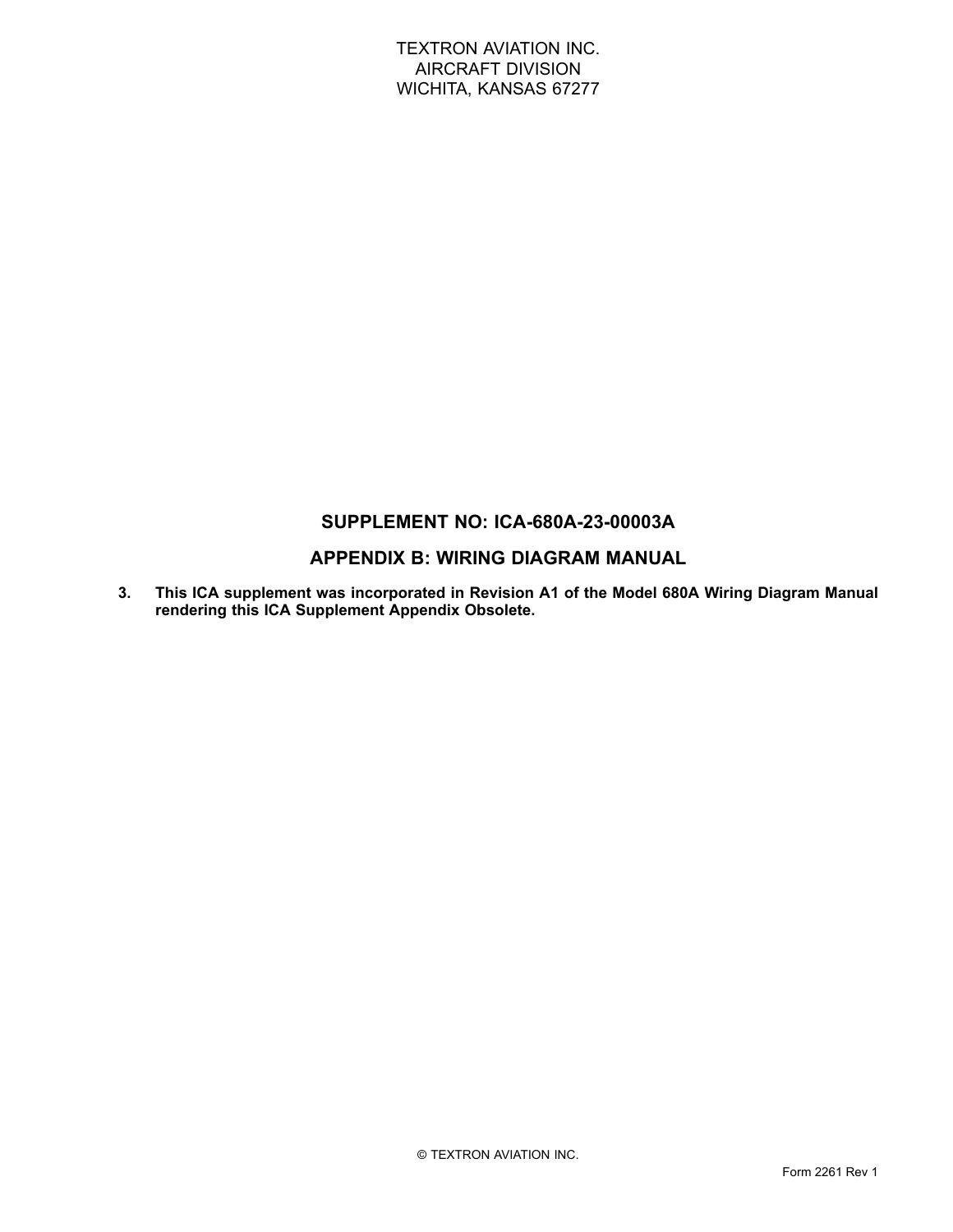TEXTRON AVIATION INC.
AIRCRAFT DIVISION
WICHITA, KANSAS 67277

## SUPPLEMENT NO: ICA-680A-23-00003A

## APPENDIX B: WIRING DIAGRAM MANUAL

**3. This ICA supplement was incorporated in Revision A1 of the Model 680A Wiring Diagram Manual rendering this ICA Supplement Appendix Obsolete.**

© TEXTRON AVIATION INC.

Form 2261 Rev 1